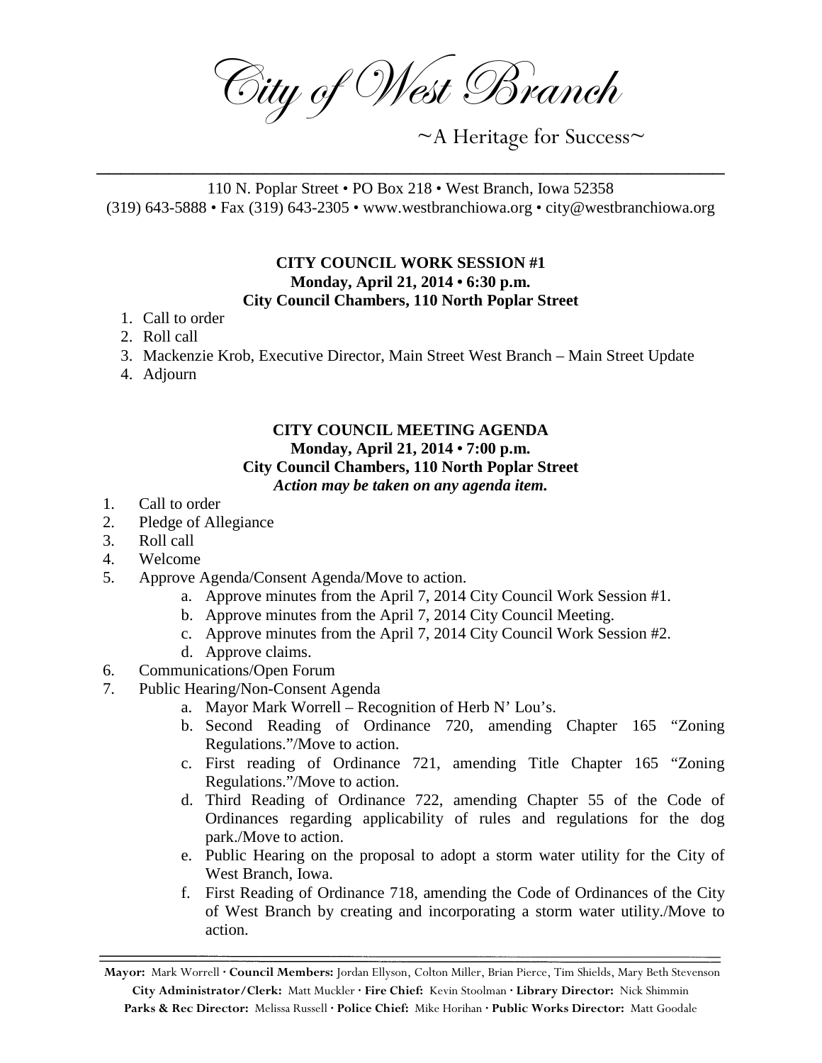# City of West Branch

~A Heritage for Success~

110 N. Poplar Street • PO Box 218 • West Branch, Iowa 52358
(319) 643-5888 • Fax (319) 643-2305 • www.westbranchiowa.org • city@westbranchiowa.org

**CITY COUNCIL WORK SESSION #1**
**Monday, April 21, 2014 • 6:30 p.m.**
**City Council Chambers, 110 North Poplar Street**

1. Call to order
2. Roll call
3. Mackenzie Krob, Executive Director, Main Street West Branch – Main Street Update
4. Adjourn

**CITY COUNCIL MEETING AGENDA**
**Monday, April 21, 2014 • 7:00 p.m.**
**City Council Chambers, 110 North Poplar Street**
***Action may be taken on any agenda item.***

1. Call to order
2. Pledge of Allegiance
3. Roll call
4. Welcome
5. Approve Agenda/Consent Agenda/Move to action.
   a. Approve minutes from the April 7, 2014 City Council Work Session #1.
   b. Approve minutes from the April 7, 2014 City Council Meeting.
   c. Approve minutes from the April 7, 2014 City Council Work Session #2.
   d. Approve claims.
6. Communications/Open Forum
7. Public Hearing/Non-Consent Agenda
   a. Mayor Mark Worrell – Recognition of Herb N' Lou's.
   b. Second Reading of Ordinance 720, amending Chapter 165 "Zoning Regulations."/Move to action.
   c. First reading of Ordinance 721, amending Title Chapter 165 "Zoning Regulations."/Move to action.
   d. Third Reading of Ordinance 722, amending Chapter 55 of the Code of Ordinances regarding applicability of rules and regulations for the dog park./Move to action.
   e. Public Hearing on the proposal to adopt a storm water utility for the City of West Branch, Iowa.
   f. First Reading of Ordinance 718, amending the Code of Ordinances of the City of West Branch by creating and incorporating a storm water utility./Move to action.

**Mayor:** Mark Worrell · **Council Members:** Jordan Ellyson, Colton Miller, Brian Pierce, Tim Shields, Mary Beth Stevenson
**City Administrator/Clerk:** Matt Muckler · **Fire Chief:** Kevin Stoolman · **Library Director:** Nick Shimmin
**Parks & Rec Director:** Melissa Russell · **Police Chief:** Mike Horihan · **Public Works Director:** Matt Goodale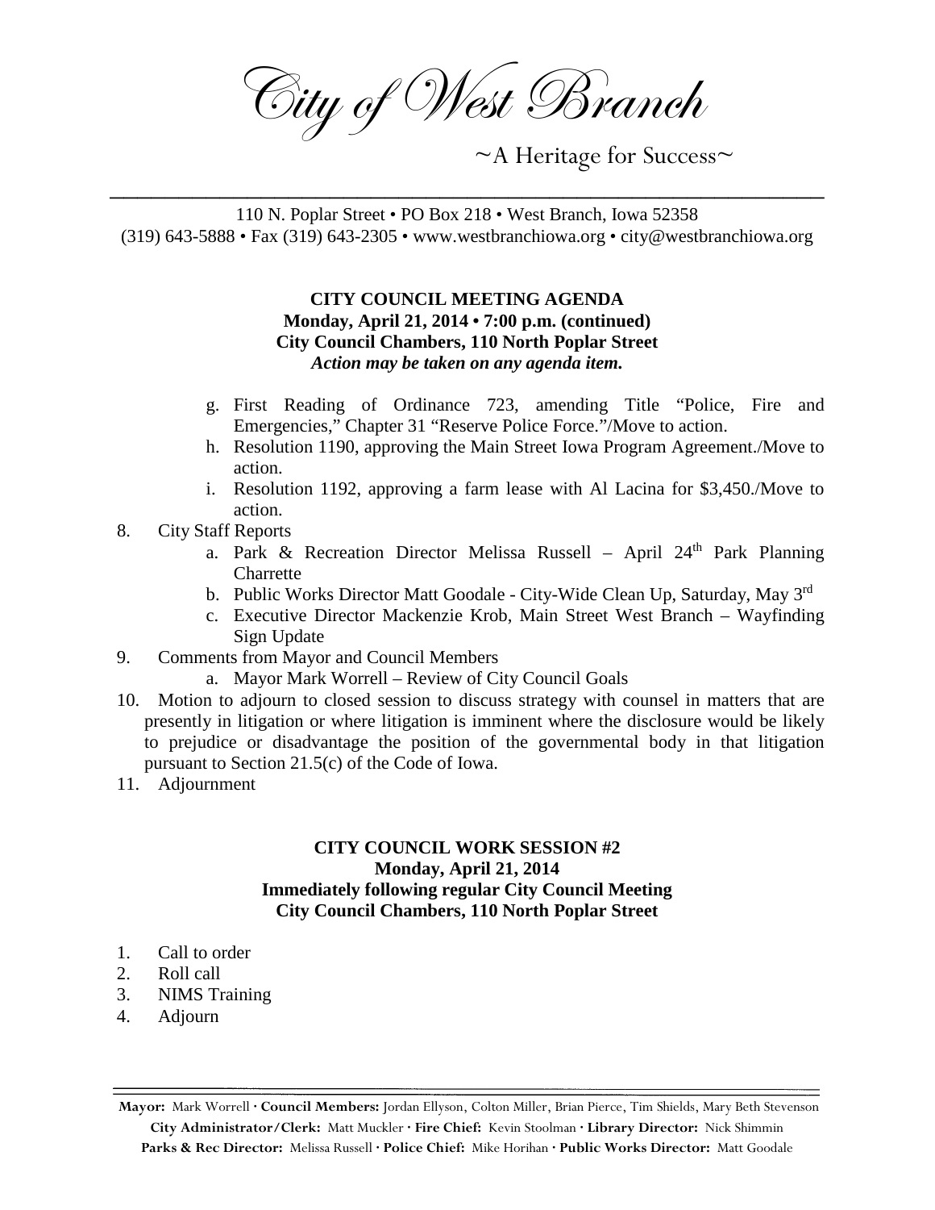City of West Branch

~A Heritage for Success~

110 N. Poplar Street • PO Box 218 • West Branch, Iowa 52358
(319) 643-5888 • Fax (319) 643-2305 • www.westbranchiowa.org • city@westbranchiowa.org

**CITY COUNCIL MEETING AGENDA**
**Monday, April 21, 2014 • 7:00 p.m. (continued)**
**City Council Chambers, 110 North Poplar Street**
***Action may be taken on any agenda item.***

   g. First Reading of Ordinance 723, amending Title "Police, Fire and Emergencies," Chapter 31 "Reserve Police Force."/Move to action.
   h. Resolution 1190, approving the Main Street Iowa Program Agreement./Move to action.
   i. Resolution 1192, approving a farm lease with Al Lacina for $3,450./Move to action.

8. City Staff Reports
   a. Park & Recreation Director Melissa Russell – April 24th Park Planning Charrette
   b. Public Works Director Matt Goodale - City-Wide Clean Up, Saturday, May 3rd
   c. Executive Director Mackenzie Krob, Main Street West Branch – Wayfinding Sign Update
9. Comments from Mayor and Council Members
   a. Mayor Mark Worrell – Review of City Council Goals
10. Motion to adjourn to closed session to discuss strategy with counsel in matters that are presently in litigation or where litigation is imminent where the disclosure would be likely to prejudice or disadvantage the position of the governmental body in that litigation pursuant to Section 21.5(c) of the Code of Iowa.
11. Adjournment

**CITY COUNCIL WORK SESSION #2**
**Monday, April 21, 2014**
**Immediately following regular City Council Meeting**
**City Council Chambers, 110 North Poplar Street**

1. Call to order
2. Roll call
3. NIMS Training
4. Adjourn

**Mayor:** Mark Worrell · **Council Members:** Jordan Ellyson, Colton Miller, Brian Pierce, Tim Shields, Mary Beth Stevenson
**City Administrator/Clerk:** Matt Muckler · **Fire Chief:** Kevin Stoolman · **Library Director:** Nick Shimmin
**Parks & Rec Director:** Melissa Russell · **Police Chief:** Mike Horihan · **Public Works Director:** Matt Goodale